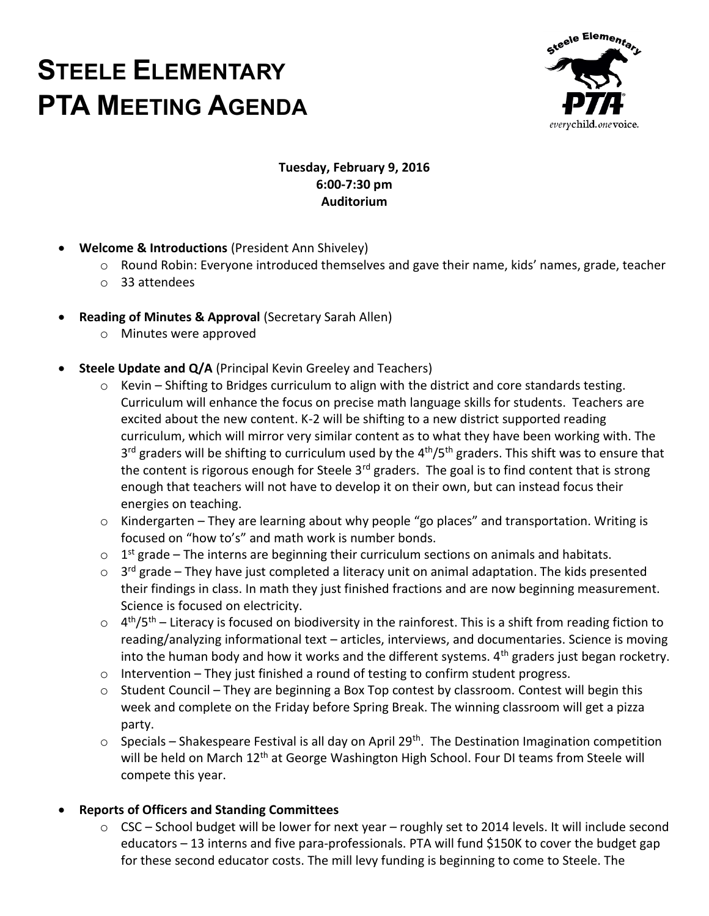# STEELE ELEMENTARY PTA MEETING AGENDA

**Tuesday, February 9, 2016**
**6:00-7:30 pm**
**Auditorium**

- **Welcome & Introductions** (President Ann Shiveley)
  - Round Robin: Everyone introduced themselves and gave their name, kids' names, grade, teacher
  - 33 attendees
- **Reading of Minutes & Approval** (Secretary Sarah Allen)
  - Minutes were approved
- **Steele Update and Q/A** (Principal Kevin Greeley and Teachers)
  - Kevin – Shifting to Bridges curriculum to align with the district and core standards testing. Curriculum will enhance the focus on precise math language skills for students. Teachers are excited about the new content. K-2 will be shifting to a new district supported reading curriculum, which will mirror very similar content as to what they have been working with. The 3rd graders will be shifting to curriculum used by the 4th/5th graders. This shift was to ensure that the content is rigorous enough for Steele 3rd graders. The goal is to find content that is strong enough that teachers will not have to develop it on their own, but can instead focus their energies on teaching.
  - Kindergarten – They are learning about why people "go places" and transportation. Writing is focused on "how to's" and math work is number bonds.
  - 1st grade – The interns are beginning their curriculum sections on animals and habitats.
  - 3rd grade – They have just completed a literacy unit on animal adaptation. The kids presented their findings in class. In math they just finished fractions and are now beginning measurement. Science is focused on electricity.
  - 4th/5th – Literacy is focused on biodiversity in the rainforest. This is a shift from reading fiction to reading/analyzing informational text – articles, interviews, and documentaries. Science is moving into the human body and how it works and the different systems. 4th graders just began rocketry.
  - Intervention – They just finished a round of testing to confirm student progress.
  - Student Council – They are beginning a Box Top contest by classroom. Contest will begin this week and complete on the Friday before Spring Break. The winning classroom will get a pizza party.
  - Specials – Shakespeare Festival is all day on April 29th. The Destination Imagination competition will be held on March 12th at George Washington High School. Four DI teams from Steele will compete this year.
- **Reports of Officers and Standing Committees**
  - CSC – School budget will be lower for next year – roughly set to 2014 levels. It will include second educators – 13 interns and five para-professionals. PTA will fund $150K to cover the budget gap for these second educator costs. The mill levy funding is beginning to come to Steele. The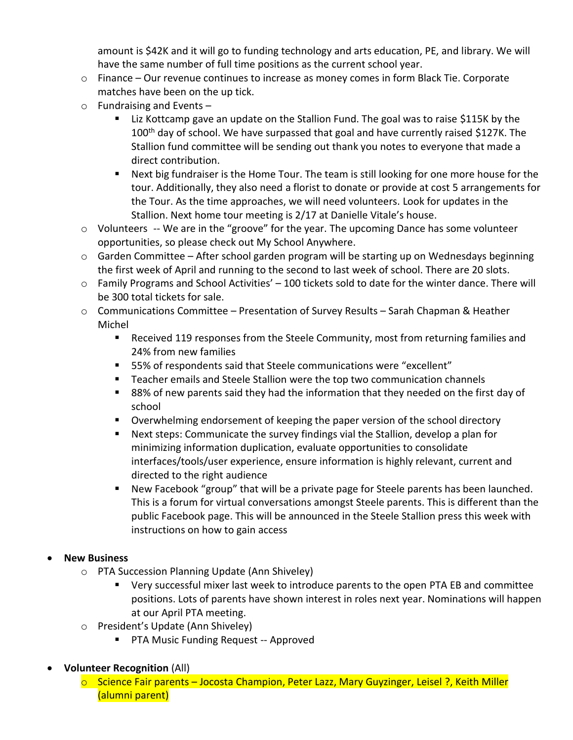amount is \$42K and it will go to funding technology and arts education, PE, and library. We will have the same number of full time positions as the current school year.

- Finance – Our revenue continues to increase as money comes in form Black Tie. Corporate matches have been on the up tick.
- Fundraising and Events –
  - Liz Kottcamp gave an update on the Stallion Fund. The goal was to raise \$115K by the 100th day of school. We have surpassed that goal and have currently raised \$127K. The Stallion fund committee will be sending out thank you notes to everyone that made a direct contribution.
  - Next big fundraiser is the Home Tour. The team is still looking for one more house for the tour. Additionally, they also need a florist to donate or provide at cost 5 arrangements for the Tour. As the time approaches, we will need volunteers. Look for updates in the Stallion. Next home tour meeting is 2/17 at Danielle Vitale's house.
- Volunteers -- We are in the "groove" for the year. The upcoming Dance has some volunteer opportunities, so please check out My School Anywhere.
- Garden Committee – After school garden program will be starting up on Wednesdays beginning the first week of April and running to the second to last week of school. There are 20 slots.
- Family Programs and School Activities' – 100 tickets sold to date for the winter dance. There will be 300 total tickets for sale.
- Communications Committee – Presentation of Survey Results – Sarah Chapman & Heather Michel
  - Received 119 responses from the Steele Community, most from returning families and 24% from new families
  - 55% of respondents said that Steele communications were "excellent"
  - Teacher emails and Steele Stallion were the top two communication channels
  - 88% of new parents said they had the information that they needed on the first day of school
  - Overwhelming endorsement of keeping the paper version of the school directory
  - Next steps: Communicate the survey findings vial the Stallion, develop a plan for minimizing information duplication, evaluate opportunities to consolidate interfaces/tools/user experience, ensure information is highly relevant, current and directed to the right audience
  - New Facebook "group" that will be a private page for Steele parents has been launched. This is a forum for virtual conversations amongst Steele parents. This is different than the public Facebook page. This will be announced in the Steele Stallion press this week with instructions on how to gain access

- **New Business**
  - PTA Succession Planning Update (Ann Shiveley)
    - Very successful mixer last week to introduce parents to the open PTA EB and committee positions. Lots of parents have shown interest in roles next year. Nominations will happen at our April PTA meeting.
  - President's Update (Ann Shiveley)
    - PTA Music Funding Request -- Approved

- **Volunteer Recognition** (All)
  - Science Fair parents – Jocosta Champion, Peter Lazz, Mary Guyzinger, Leisel ?, Keith Miller (alumni parent)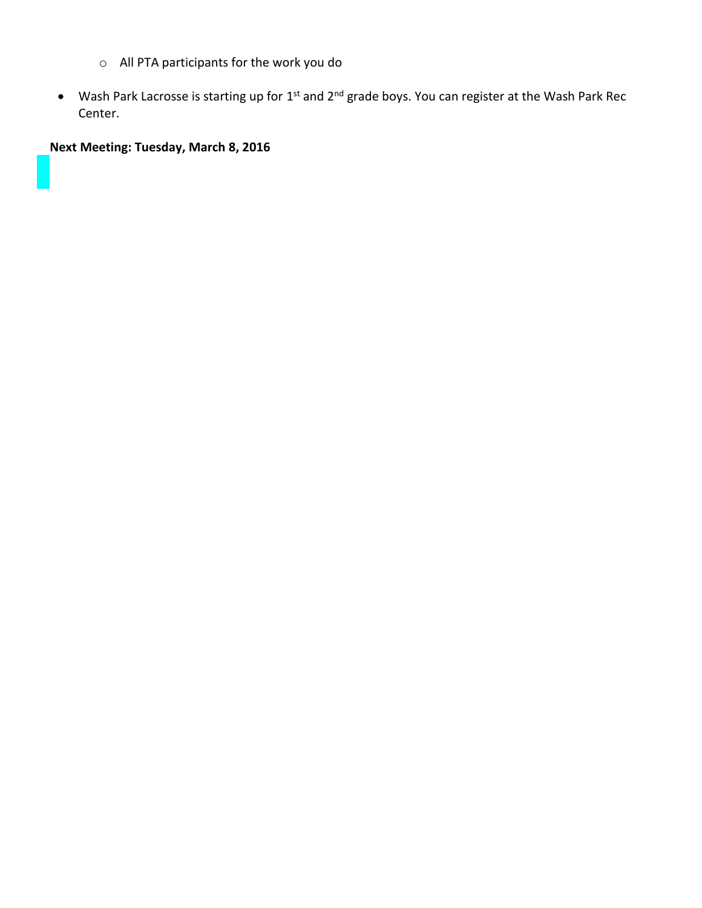- All PTA participants for the work you do

- Wash Park Lacrosse is starting up for 1st and 2nd grade boys. You can register at the Wash Park Rec Center.

**Next Meeting: Tuesday, March 8, 2016**